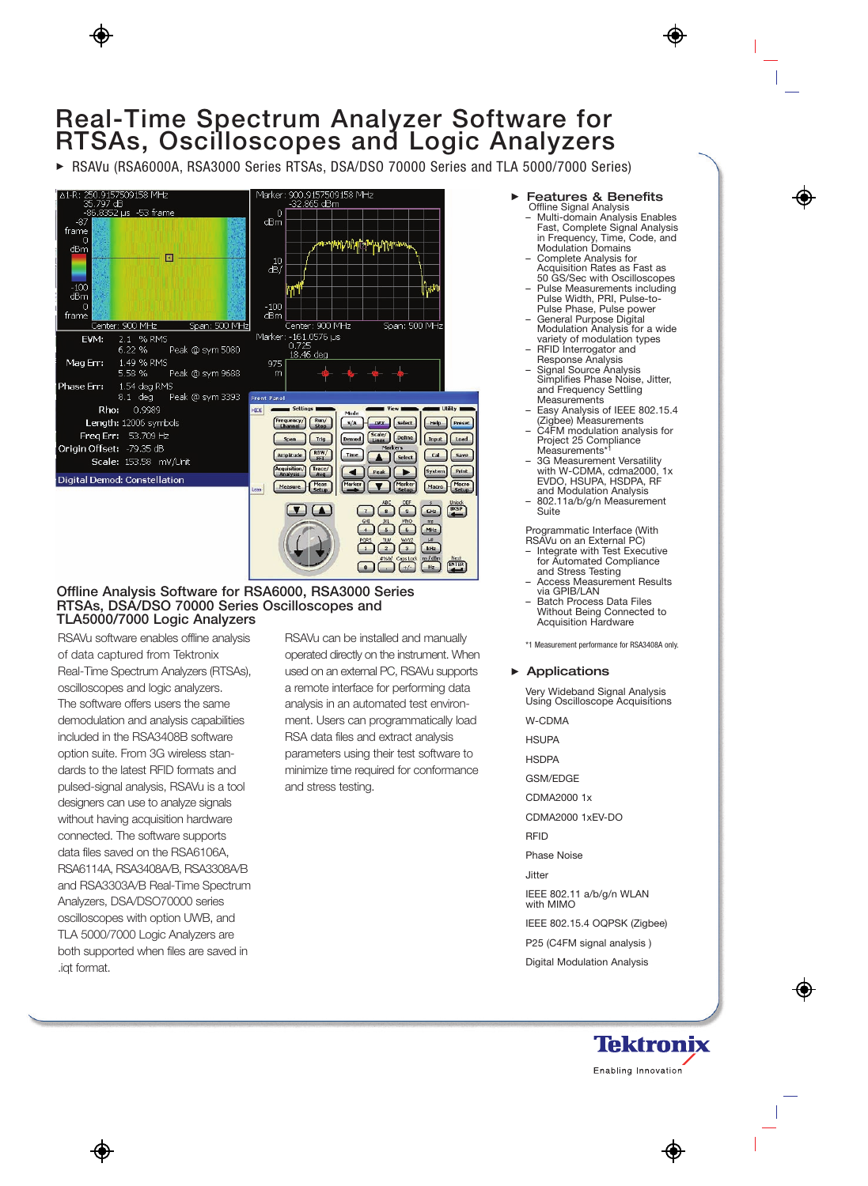# Real-Time Spectrum Analyzer Software for RTSAs, Oscilloscopes and Logic Analyzers

▶ RSAVu (RSA6000A, RSA3000 Series RTSAs, DSA/DSO 70000 Series and TLA 5000/7000 Series)

## Offline Analysis Software for RSA6000, RSA3000 Series RTSAs, DSA/DSO 70000 Series Oscilloscopes and TLA5000/7000 Logic Analyzers

RSAVu software enables offline analysis of data captured from Tektronix Real-Time Spectrum Analyzers (RTSAs), oscilloscopes and logic analyzers. The software offers users the same demodulation and analysis capabilities included in the RSA3408B software option suite. From 3G wireless standards to the latest RFID formats and pulsed-signal analysis, RSAVu is a tool designers can use to analyze signals without having acquisition hardware connected. The software supports data files saved on the RSA6106A, RSA6114A, RSA3408A/B, RSA3308A/B and RSA3303A/B Real-Time Spectrum Analyzers, DSA/DSO70000 series oscilloscopes with option UWB, and TLA 5000/7000 Logic Analyzers are both supported when files are saved in .iqt format.

RSAVu can be installed and manually operated directly on the instrument. When used on an external PC, RSAVu supports a remote interface for performing data analysis in an automated test environment. Users can programmatically load RSA data files and extract analysis parameters using their test software to minimize time required for conformance and stress testing.

## Features & Benefits

Offline Signal Analysis

- Multi-domain Analysis Enables Fast, Complete Signal Analysis in Frequency, Time, Code, and Modulation Domains
- Complete Analysis for Acquisition Rates as Fast as 50 GS/Sec with Oscilloscopes
- Pulse Measurements including Pulse Width, PRI, Pulse-to-Pulse Phase, Pulse power
- General Purpose Digital Modulation Analysis for a wide variety of modulation types
- RFID Interrogator and Response Analysis
- Signal Source Analysis Simplifies Phase Noise, Jitter, and Frequency Settling Measurements
- Easy Analysis of IEEE 802.15.4 (Zigbee) Measurements
- C4FM modulation analysis for Project 25 Compliance Measurements*1
- 3G Measurement Versatility with W-CDMA, cdma2000, 1x EVDO, HSUPA, HSDPA, RF and Modulation Analysis
- 802.11a/b/g/n Measurement Suite

Programmatic Interface (With RSAVu on an External PC)

- Integrate with Test Executive for Automated Compliance and Stress Testing
- Access Measurement Results via GPIB/LAN
- Batch Process Data Files Without Being Connected to Acquisition Hardware

*1 Measurement performance for RSA3408A only.

## Applications

Very Wideband Signal Analysis Using Oscilloscope Acquisitions

W-CDMA

HSUPA

HSDPA

GSM/EDGE

CDMA2000 1x

CDMA2000 1xEV-DO

RFID

Phase Noise

Jitter

IEEE 802.11 a/b/g/n WLAN with MIMO

IEEE 802.15.4 OQPSK (Zigbee)

P25 (C4FM signal analysis )

Digital Modulation Analysis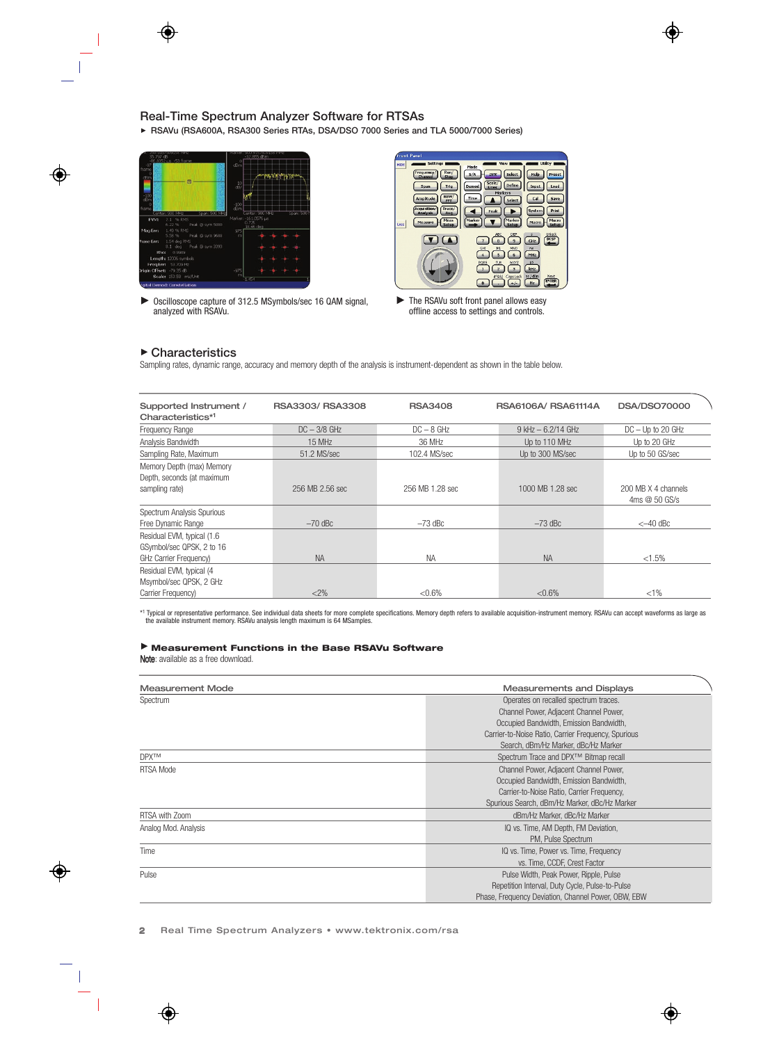## Real-Time Spectrum Analyzer Software for RTSAs

▶ RSAVu (RSA600A, RSA300 Series RTAs, DSA/DSO 7000 Series and TLA 5000/7000 Series)

▶ Oscilloscope capture of 312.5 MSymbols/sec 16 QAM signal, analyzed with RSAVu.

▶ The RSAVu soft front panel allows easy offline access to settings and controls.

### ▶ Characteristics

Sampling rates, dynamic range, accuracy and memory depth of the analysis is instrument-dependent as shown in the table below.

| Supported Instrument / Characteristics*[1] | RSA3303/ RSA3308 | RSA3408 | RSA6106A/ RSA61114A | DSA/DSO70000 |
|---|---|---|---|---|
| Frequency Range | DC – 3/8 GHz | DC – 8 GHz | 9 kHz – 6.2/14 GHz | DC – Up to 20 GHz |
| Analysis Bandwidth | 15 MHz | 36 MHz | Up to 110 MHz | Up to 20 GHz |
| Sampling Rate, Maximum | 51.2 MS/sec | 102.4 MS/sec | Up to 300 MS/sec | Up to 50 GS/sec |
| Memory Depth (max) Memory Depth, seconds (at maximum sampling rate) | 256 MB 2.56 sec | 256 MB 1.28 sec | 1000 MB 1.28 sec | 200 MB X 4 channels 4ms @ 50 GS/s |
| Spectrum Analysis Spurious Free Dynamic Range | –70 dBc | –73 dBc | –73 dBc | <–40 dBc |
| Residual EVM, typical (1.6 GSymbol/sec QPSK, 2 to 16 GHz Carrier Frequency) | NA | NA | NA | <1.5% |
| Residual EVM, typical (4 Msymbol/sec QPSK, 2 GHz Carrier Frequency) | <2% | <0.6% | <0.6% | <1% |

*[1] Typical or representative performance. See individual data sheets for more complete specifications. Memory depth refers to available acquisition-instrument memory. RSAVu can accept waveforms as large as the available instrument memory. RSAVu analysis length maximum is 64 MSamples.

### ▶ Measurement Functions in the Base RSAVu Software

**Note**: available as a free download.

| Measurement Mode | Measurements and Displays |
|---|---|
| Spectrum | Operates on recalled spectrum traces. Channel Power, Adjacent Channel Power, Occupied Bandwidth, Emission Bandwidth, Carrier-to-Noise Ratio, Carrier Frequency, Spurious Search, dBm/Hz Marker, dBc/Hz Marker |
| DPX™ | Spectrum Trace and DPX™ Bitmap recall |
| RTSA Mode | Channel Power, Adjacent Channel Power, Occupied Bandwidth, Emission Bandwidth, Carrier-to-Noise Ratio, Carrier Frequency, Spurious Search, dBm/Hz Marker, dBc/Hz Marker |
| RTSA with Zoom | dBm/Hz Marker, dBc/Hz Marker |
| Analog Mod. Analysis | IQ vs. Time, AM Depth, FM Deviation, PM, Pulse Spectrum |
| Time | IQ vs. Time, Power vs. Time, Frequency vs. Time, CCDF, Crest Factor |
| Pulse | Pulse Width, Peak Power, Ripple, Pulse Repetition Interval, Duty Cycle, Pulse-to-Pulse Phase, Frequency Deviation, Channel Power, OBW, EBW |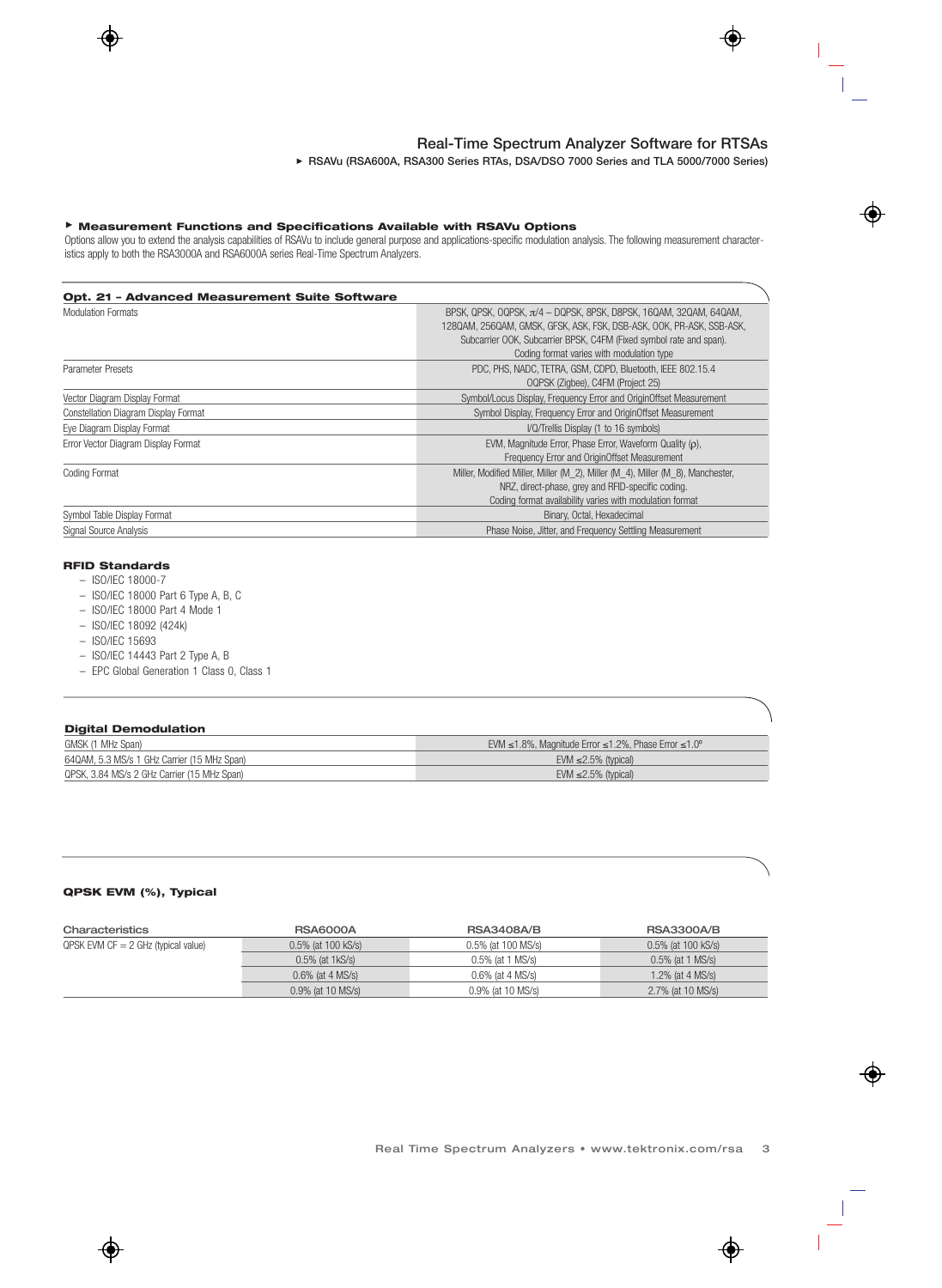# Real-Time Spectrum Analyzer Software for RTSAs

▸ RSAVu (RSA600A, RSA300 Series RTAs, DSA/DSO 7000 Series and TLA 5000/7000 Series)

## ▸ Measurement Functions and Specifications Available with RSAVu Options

Options allow you to extend the analysis capabilities of RSAVu to include general purpose and applications-specific modulation analysis. The following measurement characteristics apply to both the RSA3000A and RSA6000A series Real-Time Spectrum Analyzers.

### Opt. 21 – Advanced Measurement Suite Software

| | |
|---|---|
| Modulation Formats | BPSK, QPSK, OQPSK, π/4 – DQPSK, 8PSK, D8PSK, 16QAM, 32QAM, 64QAM, 128QAM, 256QAM, GMSK, GFSK, ASK, FSK, DSB-ASK, OOK, PR-ASK, SSB-ASK, Subcarrier OOK, Subcarrier BPSK, C4FM (Fixed symbol rate and span). Coding format varies with modulation type |
| Parameter Presets | PDC, PHS, NADC, TETRA, GSM, CDPD, Bluetooth, IEEE 802.15.4 OQPSK (Zigbee), C4FM (Project 25) |
| Vector Diagram Display Format | Symbol/Locus Display, Frequency Error and OriginOffset Measurement |
| Constellation Diagram Display Format | Symbol Display, Frequency Error and OriginOffset Measurement |
| Eye Diagram Display Format | I/Q/Trellis Display (1 to 16 symbols) |
| Error Vector Diagram Display Format | EVM, Magnitude Error, Phase Error, Waveform Quality (ρ), Frequency Error and OriginOffset Measurement |
| Coding Format | Miller, Modified Miller, Miller (M_2), Miller (M_4), Miller (M_8), Manchester, NRZ, direct-phase, grey and RFID-specific coding. Coding format availability varies with modulation format |
| Symbol Table Display Format | Binary, Octal, Hexadecimal |
| Signal Source Analysis | Phase Noise, Jitter, and Frequency Settling Measurement |

### RFID Standards

- ISO/IEC 18000-7
- ISO/IEC 18000 Part 6 Type A, B, C
- ISO/IEC 18000 Part 4 Mode 1
- ISO/IEC 18092 (424k)
- ISO/IEC 15693
- ISO/IEC 14443 Part 2 Type A, B
- EPC Global Generation 1 Class 0, Class 1

### Digital Demodulation

| | |
|---|---|
| GMSK (1 MHz Span) | EVM ≤1.8%, Magnitude Error ≤1.2%, Phase Error ≤1.0º |
| 64QAM, 5.3 MS/s 1 GHz Carrier (15 MHz Span) | EVM ≤2.5% (typical) |
| QPSK, 3.84 MS/s 2 GHz Carrier (15 MHz Span) | EVM ≤2.5% (typical) |

### QPSK EVM (%), Typical

| Characteristics | RSA6000A | RSA3408A/B | RSA3300A/B |
|---|---|---|---|
| QPSK EVM CF = 2 GHz (typical value) | 0.5% (at 100 kS/s) | 0.5% (at 100 MS/s) | 0.5% (at 100 kS/s) |
| | 0.5% (at 1kS/s) | 0.5% (at 1 MS/s) | 0.5% (at 1 MS/s) |
| | 0.6% (at 4 MS/s) | 0.6% (at 4 MS/s) | 1.2% (at 4 MS/s) |
| | 0.9% (at 10 MS/s) | 0.9% (at 10 MS/s) | 2.7% (at 10 MS/s) |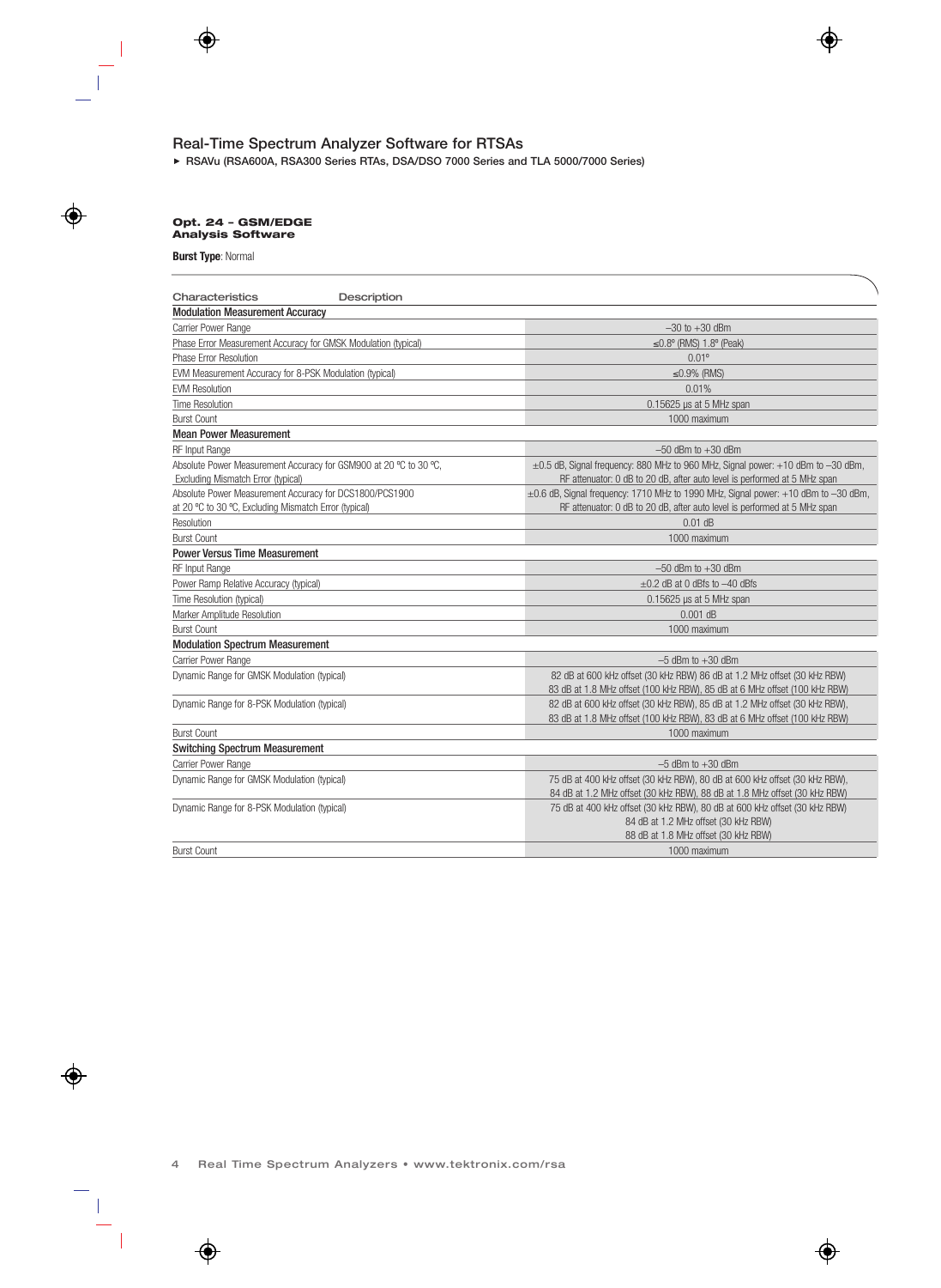## Real-Time Spectrum Analyzer Software for RTSAs

► RSAVu (RSA600A, RSA300 Series RTAs, DSA/DSO 7000 Series and TLA 5000/7000 Series)

### Opt. 24 – GSM/EDGE Analysis Software

**Burst Type**: Normal

| Characteristics | Description |
|---|---|
| **Modulation Measurement Accuracy** | |
| Carrier Power Range | –30 to +30 dBm |
| Phase Error Measurement Accuracy for GMSK Modulation (typical) | ≤0.8° (RMS) 1.8° (Peak) |
| Phase Error Resolution | 0.01° |
| EVM Measurement Accuracy for 8-PSK Modulation (typical) | ≤0.9% (RMS) |
| EVM Resolution | 0.01% |
| Time Resolution | 0.15625 µs at 5 MHz span |
| Burst Count | 1000 maximum |
| **Mean Power Measurement** | |
| RF Input Range | –50 dBm to +30 dBm |
| Absolute Power Measurement Accuracy for GSM900 at 20 °C to 30 °C, Excluding Mismatch Error (typical) | ±0.5 dB, Signal frequency: 880 MHz to 960 MHz, Signal power: +10 dBm to –30 dBm, RF attenuator: 0 dB to 20 dB, after auto level is performed at 5 MHz span |
| Absolute Power Measurement Accuracy for DCS1800/PCS1900 at 20 °C to 30 °C, Excluding Mismatch Error (typical) | ±0.6 dB, Signal frequency: 1710 MHz to 1990 MHz, Signal power: +10 dBm to –30 dBm, RF attenuator: 0 dB to 20 dB, after auto level is performed at 5 MHz span |
| Resolution | 0.01 dB |
| Burst Count | 1000 maximum |
| **Power Versus Time Measurement** | |
| RF Input Range | –50 dBm to +30 dBm |
| Power Ramp Relative Accuracy (typical) | ±0.2 dB at 0 dBfs to –40 dBfs |
| Time Resolution (typical) | 0.15625 µs at 5 MHz span |
| Marker Amplitude Resolution | 0.001 dB |
| Burst Count | 1000 maximum |
| **Modulation Spectrum Measurement** | |
| Carrier Power Range | –5 dBm to +30 dBm |
| Dynamic Range for GMSK Modulation (typical) | 82 dB at 600 kHz offset (30 kHz RBW) 86 dB at 1.2 MHz offset (30 kHz RBW) 83 dB at 1.8 MHz offset (100 kHz RBW), 85 dB at 6 MHz offset (100 kHz RBW) |
| Dynamic Range for 8-PSK Modulation (typical) | 82 dB at 600 kHz offset (30 kHz RBW), 85 dB at 1.2 MHz offset (30 kHz RBW), 83 dB at 1.8 MHz offset (100 kHz RBW), 83 dB at 6 MHz offset (100 kHz RBW) |
| Burst Count | 1000 maximum |
| **Switching Spectrum Measurement** | |
| Carrier Power Range | –5 dBm to +30 dBm |
| Dynamic Range for GMSK Modulation (typical) | 75 dB at 400 kHz offset (30 kHz RBW), 80 dB at 600 kHz offset (30 kHz RBW), 84 dB at 1.2 MHz offset (30 kHz RBW), 88 dB at 1.8 MHz offset (30 kHz RBW) |
| Dynamic Range for 8-PSK Modulation (typical) | 75 dB at 400 kHz offset (30 kHz RBW), 80 dB at 600 kHz offset (30 kHz RBW) 84 dB at 1.2 MHz offset (30 kHz RBW) 88 dB at 1.8 MHz offset (30 kHz RBW) |
| Burst Count | 1000 maximum |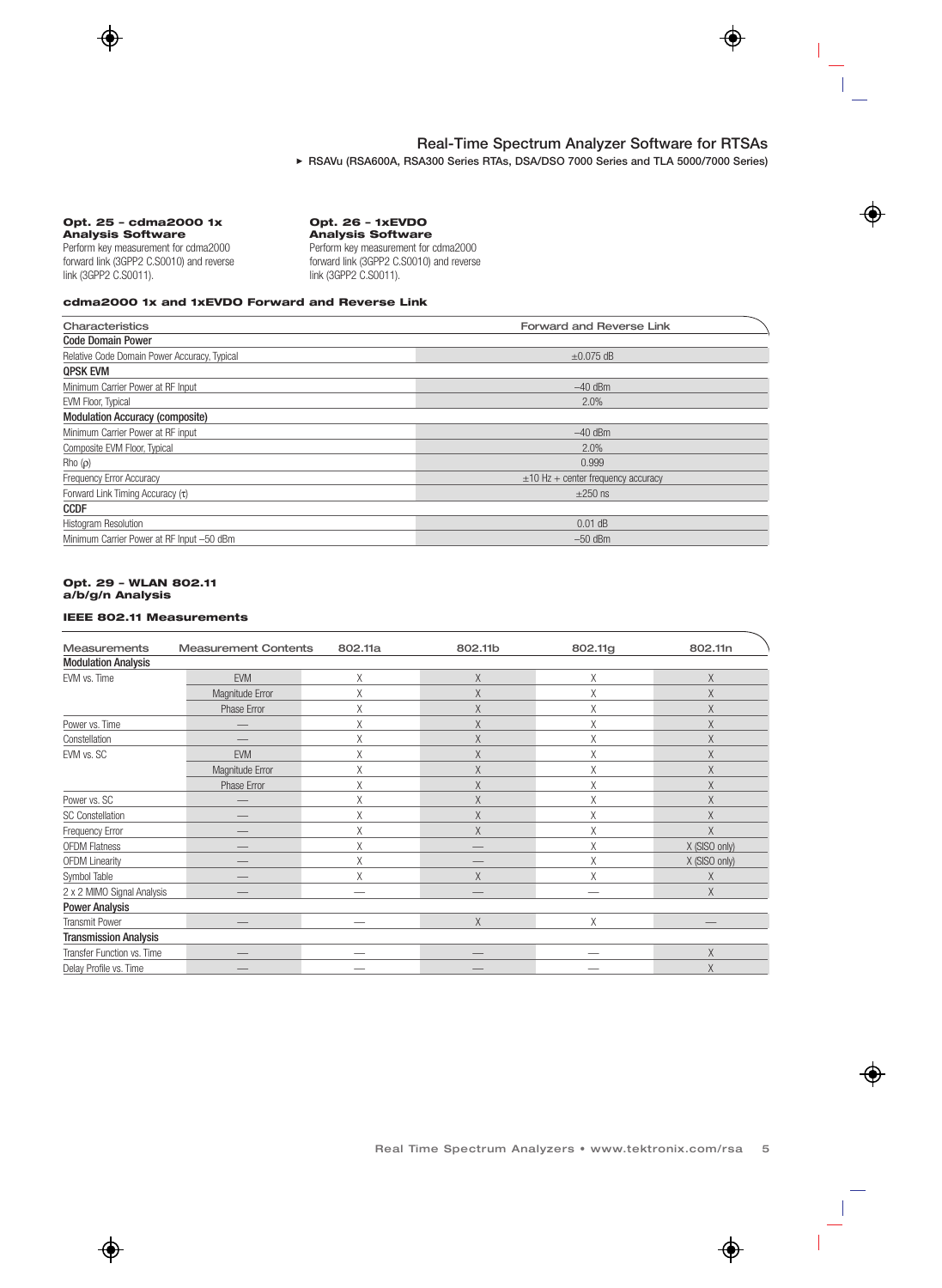# Real-Time Spectrum Analyzer Software for RTSAs

▸ RSAVu (RSA600A, RSA300 Series RTAs, DSA/DSO 7000 Series and TLA 5000/7000 Series)

### Opt. 25 – cdma2000 1x Analysis Software

Perform key measurement for cdma2000 forward link (3GPP2 C.S0010) and reverse link (3GPP2 C.S0011).

### Opt. 26 – 1xEVDO Analysis Software

Perform key measurement for cdma2000 forward link (3GPP2 C.S0010) and reverse link (3GPP2 C.S0011).

### cdma2000 1x and 1xEVDO Forward and Reverse Link

| Characteristics | Forward and Reverse Link |
|---|---|
| **Code Domain Power** | |
| Relative Code Domain Power Accuracy, Typical | ±0.075 dB |
| **QPSK EVM** | |
| Minimum Carrier Power at RF Input | –40 dBm |
| EVM Floor, Typical | 2.0% |
| **Modulation Accuracy (composite)** | |
| Minimum Carrier Power at RF input | –40 dBm |
| Composite EVM Floor, Typical | 2.0% |
| Rho (ρ) | 0.999 |
| Frequency Error Accuracy | ±10 Hz + center frequency accuracy |
| Forward Link Timing Accuracy (τ) | ±250 ns |
| **CCDF** | |
| Histogram Resolution | 0.01 dB |
| Minimum Carrier Power at RF Input –50 dBm | –50 dBm |

### Opt. 29 – WLAN 802.11 a/b/g/n Analysis

### IEEE 802.11 Measurements

| Measurements | Measurement Contents | 802.11a | 802.11b | 802.11g | 802.11n |
|---|---|---|---|---|---|
| **Modulation Analysis** | | | | | |
| EVM vs. Time | EVM | X | X | X | X |
| | Magnitude Error | X | X | X | X |
| | Phase Error | X | X | X | X |
| Power vs. Time | — | X | X | X | X |
| Constellation | — | X | X | X | X |
| EVM vs. SC | EVM | X | X | X | X |
| | Magnitude Error | X | X | X | X |
| | Phase Error | X | X | X | X |
| Power vs. SC | — | X | X | X | X |
| SC Constellation | — | X | X | X | X |
| Frequency Error | — | X | X | X | X |
| OFDM Flatness | — | X | — | X | X (SISO only) |
| OFDM Linearity | — | X | — | X | X (SISO only) |
| Symbol Table | — | X | X | X | X |
| 2 x 2 MIMO Signal Analysis | — | — | — | — | X |
| **Power Analysis** | | | | | |
| Transmit Power | — | — | X | X | — |
| **Transmission Analysis** | | | | | |
| Transfer Function vs. Time | — | — | — | — | X |
| Delay Profile vs. Time | — | — | — | — | X |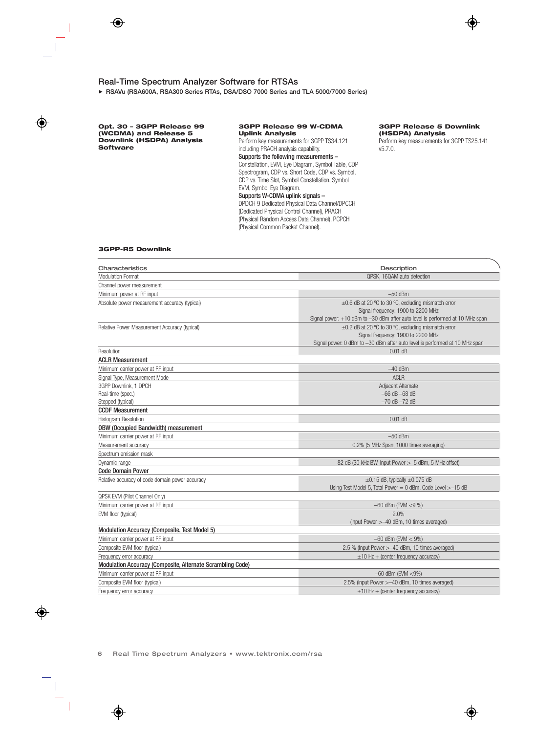## Real-Time Spectrum Analyzer Software for RTSAs

▶ RSAVu (RSA600A, RSA300 Series RTAs, DSA/DSO 7000 Series and TLA 5000/7000 Series)

**Opt. 30 – 3GPP Release 99 (WCDMA) and Release 5 Downlink (HSDPA) Analysis Software**

**3GPP Release 99 W-CDMA Uplink Analysis**

Perform key measurements for 3GPP TS34.121 including PRACH analysis capability.

**Supports the following measurements –**
Constellation, EVM, Eye Diagram, Symbol Table, CDP Spectrogram, CDP vs. Short Code, CDP vs. Symbol, CDP vs. Time Slot, Symbol Constellation, Symbol EVM, Symbol Eye Diagram.

**Supports W-CDMA uplink signals –**
DPDCH 9 Dedicated Physical Data Channel/DPCCH (Dedicated Physical Control Channel), PRACH (Physical Random Access Data Channel), PCPCH (Physical Common Packet Channel).

**3GPP Release 5 Downlink (HSDPA) Analysis**

Perform key measurements for 3GPP TS25.141 v5.7.0.

### 3GPP-R5 Downlink

| Characteristics | Description |
|---|---|
| Modulation Format | QPSK, 16QAM auto detection |
| Channel power measurement | |
| Minimum power at RF input | –50 dBm |
| Absolute power measurement accuracy (typical) | ±0.6 dB at 20 °C to 30 °C, excluding mismatch error<br>Signal frequency: 1900 to 2200 MHz<br>Signal power: +10 dBm to –30 dBm after auto level is performed at 10 MHz span |
| Relative Power Measurement Accuracy (typical) | ±0.2 dB at 20 °C to 30 °C, excluding mismatch error<br>Signal frequency: 1900 to 2200 MHz<br>Signal power: 0 dBm to –30 dBm after auto level is performed at 10 MHz span |
| Resolution | 0.01 dB |
| **ACLR Measurement** | |
| Minimum carrier power at RF input | –40 dBm |
| Signal Type, Measurement Mode | ACLR |
| 3GPP Downlink, 1 DPCH | Adjacent Alternate |
| Real-time (spec.) | –66 dB –68 dB |
| Stepped (typical) | –70 dB –72 dB |
| **CCDF Measurement** | |
| Histogram Resolution | 0.01 dB |
| **OBW (Occupied Bandwidth) measurement** | |
| Minimum carrier power at RF input | –50 dBm |
| Measurement accuracy | 0.2% (5 MHz Span, 1000 times averaging) |
| Spectrum emission mask | |
| Dynamic range | 82 dB (30 kHz BW, Input Power >–5 dBm, 5 MHz offset) |
| **Code Domain Power** | |
| Relative accuracy of code domain power accuracy | ±0.15 dB, typically ±0.075 dB<br>Using Test Model 5, Total Power = 0 dBm, Code Level >–15 dB |
| QPSK EVM (Pilot Channel Only) | |
| Minimum carrier power at RF input | –60 dBm (EVM <9 %) |
| EVM floor (typical) | 2.0%<br>(Input Power >–40 dBm, 10 times averaged) |
| **Modulation Accuracy (Composite, Test Model 5)** | |
| Minimum carrier power at RF input | –60 dBm (EVM < 9%) |
| Composite EVM floor (typical) | 2.5 % (Input Power >–40 dBm, 10 times averaged) |
| Frequency error accuracy | ±10 Hz + (center frequency accuracy) |
| **Modulation Accuracy (Composite, Alternate Scrambling Code)** | |
| Minimum carrier power at RF input | –60 dBm (EVM <9%) |
| Composite EVM floor (typical) | 2.5% (Input Power >–40 dBm, 10 times averaged) |
| Frequency error accuracy | ±10 Hz + (center frequency accuracy) |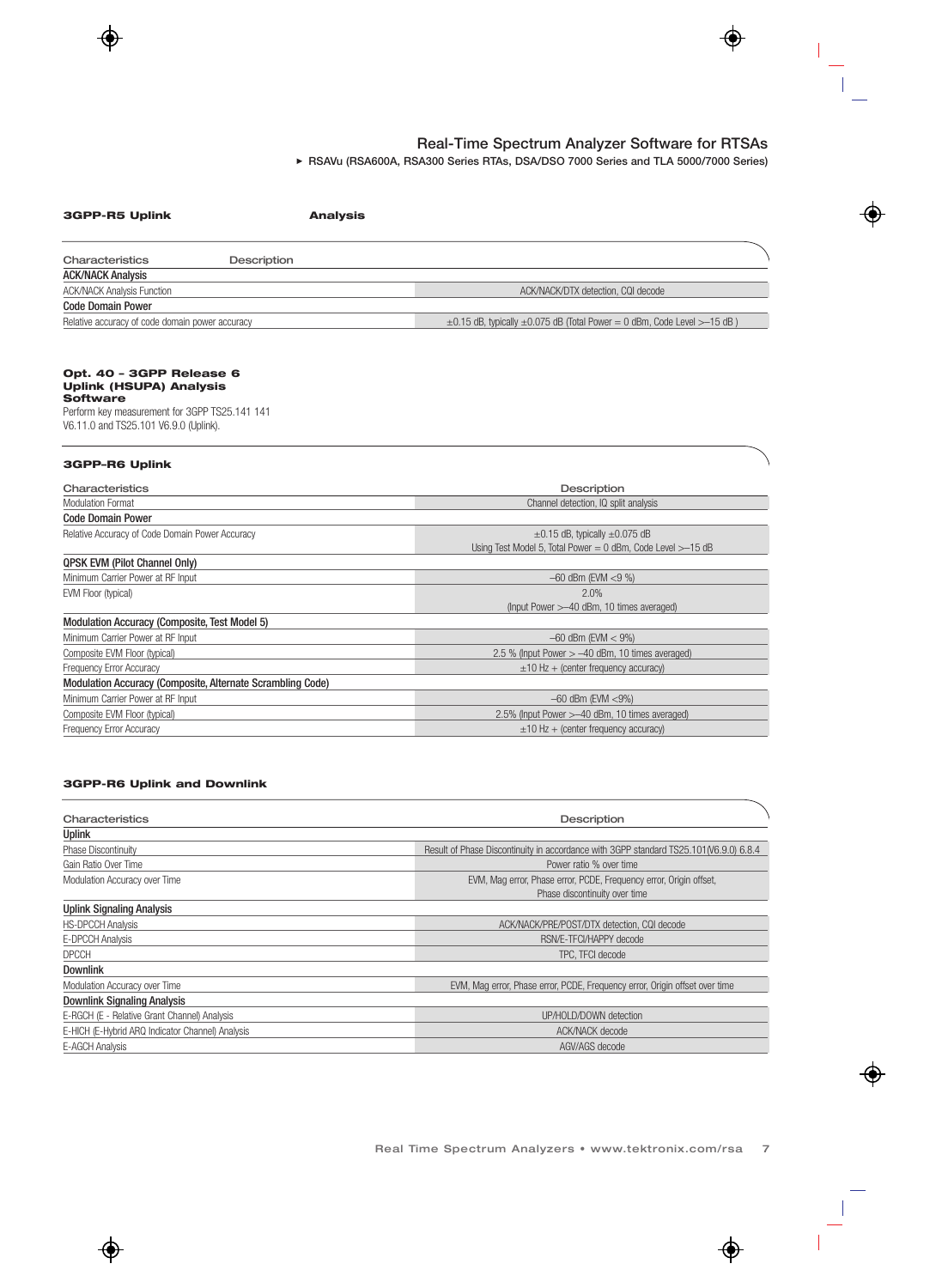### 3GPP-R5 Uplink Analysis

| Characteristics | Description |
|---|---|
| **ACK/NACK Analysis** | |
| ACK/NACK Analysis Function | ACK/NACK/DTX detection, CQI decode |
| **Code Domain Power** | |
| Relative accuracy of code domain power accuracy | ±0.15 dB, typically ±0.075 dB (Total Power = 0 dBm, Code Level >–15 dB ) |

### Opt. 40 – 3GPP Release 6 Uplink (HSUPA) Analysis Software

Perform key measurement for 3GPP TS25.141 141 V6.11.0 and TS25.101 V6.9.0 (Uplink).

### 3GPP-R6 Uplink

| Characteristics | Description |
|---|---|
| Modulation Format | Channel detection, IQ split analysis |
| **Code Domain Power** | |
| Relative Accuracy of Code Domain Power Accuracy | ±0.15 dB, typically ±0.075 dB<br>Using Test Model 5, Total Power = 0 dBm, Code Level >–15 dB |
| **QPSK EVM (Pilot Channel Only)** | |
| Minimum Carrier Power at RF Input | –60 dBm (EVM <9 %) |
| EVM Floor (typical) | 2.0%<br>(Input Power >–40 dBm, 10 times averaged) |
| **Modulation Accuracy (Composite, Test Model 5)** | |
| Minimum Carrier Power at RF Input | –60 dBm (EVM < 9%) |
| Composite EVM Floor (typical) | 2.5 % (Input Power > –40 dBm, 10 times averaged) |
| Frequency Error Accuracy | ±10 Hz + (center frequency accuracy) |
| **Modulation Accuracy (Composite, Alternate Scrambling Code)** | |
| Minimum Carrier Power at RF Input | –60 dBm (EVM <9%) |
| Composite EVM Floor (typical) | 2.5% (Input Power >–40 dBm, 10 times averaged) |
| Frequency Error Accuracy | ±10 Hz + (center frequency accuracy) |

### 3GPP-R6 Uplink and Downlink

| Characteristics | Description |
|---|---|
| **Uplink** | |
| Phase Discontinuity | Result of Phase Discontinuity in accordance with 3GPP standard TS25.101(V6.9.0) 6.8.4 |
| Gain Ratio Over Time | Power ratio % over time |
| Modulation Accuracy over Time | EVM, Mag error, Phase error, PCDE, Frequency error, Origin offset,<br>Phase discontinuity over time |
| **Uplink Signaling Analysis** | |
| HS-DPCCH Analysis | ACK/NACK/PRE/POST/DTX detection, CQI decode |
| E-DPCCH Analysis | RSN/E-TFCI/HAPPY decode |
| DPCCH | TPC, TFCI decode |
| **Downlink** | |
| Modulation Accuracy over Time | EVM, Mag error, Phase error, PCDE, Frequency error, Origin offset over time |
| **Downlink Signaling Analysis** | |
| E-RGCH (E - Relative Grant Channel) Analysis | UP/HOLD/DOWN detection |
| E-HICH (E-Hybrid ARQ Indicator Channel) Analysis | ACK/NACK decode |
| E-AGCH Analysis | AGV/AGS decode |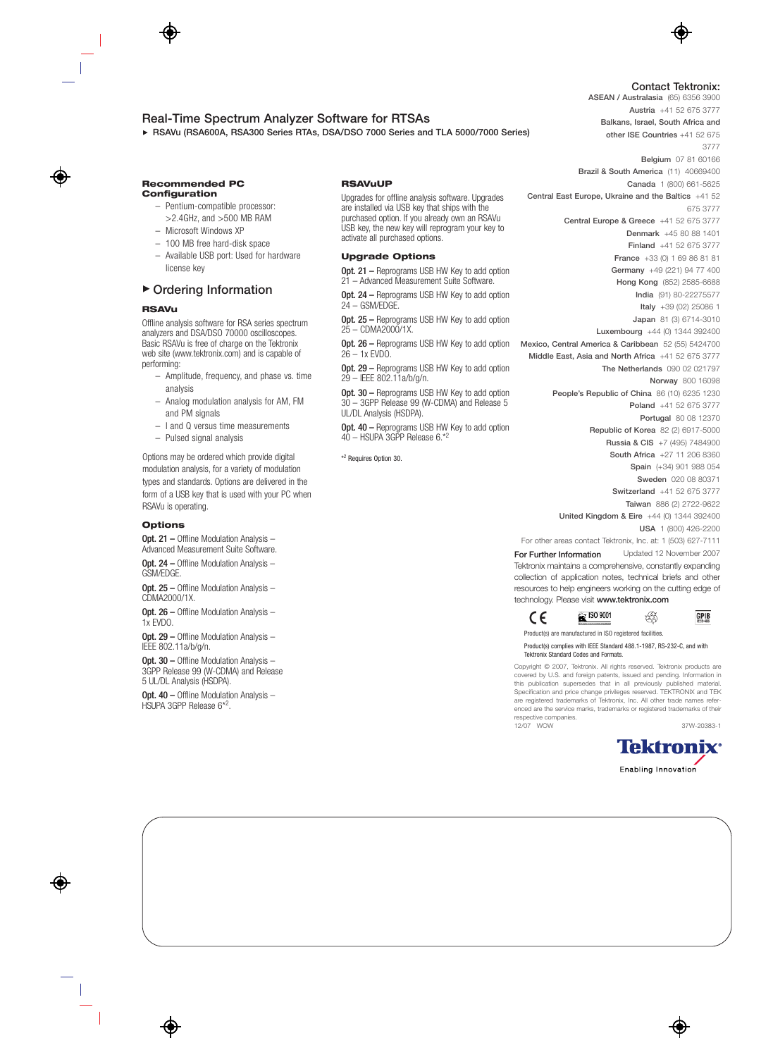# Real-Time Spectrum Analyzer Software for RTSAs

▶ RSAVu (RSA600A, RSA300 Series RTAs, DSA/DSO 7000 Series and TLA 5000/7000 Series)

### Recommended PC Configuration

- Pentium-compatible processor: >2.4GHz, and >500 MB RAM
- Microsoft Windows XP
- 100 MB free hard-disk space
- Available USB port: Used for hardware license key

## ▶ Ordering Information

### RSAVu

Offline analysis software for RSA series spectrum analyzers and DSA/DSO 70000 oscilloscopes. Basic RSAVu is free of charge on the Tektronix web site (www.tektronix.com) and is capable of performing:

- Amplitude, frequency, and phase vs. time analysis
- Analog modulation analysis for AM, FM and PM signals
- I and Q versus time measurements
- Pulsed signal analysis

Options may be ordered which provide digital modulation analysis, for a variety of modulation types and standards. Options are delivered in the form of a USB key that is used with your PC when RSAVu is operating.

### Options

**Opt. 21 –** Offline Modulation Analysis – Advanced Measurement Suite Software.

**Opt. 24 –** Offline Modulation Analysis – GSM/EDGE.

**Opt. 25 –** Offline Modulation Analysis – CDMA2000/1X.

**Opt. 26 –** Offline Modulation Analysis – 1x EVDO.

**Opt. 29 –** Offline Modulation Analysis – IEEE 802.11a/b/g/n.

**Opt. 30 –** Offline Modulation Analysis – 3GPP Release 99 (W-CDMA) and Release 5 UL/DL Analysis (HSDPA).

**Opt. 40 –** Offline Modulation Analysis – HSUPA 3GPP Release 6*[2].

### RSAVuUP

Upgrades for offline analysis software. Upgrades are installed via USB key that ships with the purchased option. If you already own an RSAVu USB key, the new key will reprogram your key to activate all purchased options.

### Upgrade Options

**Opt. 21 –** Reprograms USB HW Key to add option 21 – Advanced Measurement Suite Software.

**Opt. 24 –** Reprograms USB HW Key to add option 24 – GSM/EDGE.

**Opt. 25 –** Reprograms USB HW Key to add option 25 – CDMA2000/1X.

**Opt. 26 –** Reprograms USB HW Key to add option 26 – 1x EVDO.

**Opt. 29 –** Reprograms USB HW Key to add option 29 – IEEE 802.11a/b/g/n.

**Opt. 30 –** Reprograms USB HW Key to add option 30 – 3GPP Release 99 (W-CDMA) and Release 5 UL/DL Analysis (HSDPA).

**Opt. 40 –** Reprograms USB HW Key to add option 40 – HSUPA 3GPP Release 6.*[2]

*[2] Requires Option 30.

### Contact Tektronix:

**ASEAN / Australasia** (65) 6356 3900
**Austria** +41 52 675 3777
**Balkans, Israel, South Africa and other ISE Countries** +41 52 675 3777
**Belgium** 07 81 60166
**Brazil & South America** (11) 40669400
**Canada** 1 (800) 661-5625
**Central East Europe, Ukraine and the Baltics** +41 52 675 3777
**Central Europe & Greece** +41 52 675 3777
**Denmark** +45 80 88 1401
**Finland** +41 52 675 3777
**France** +33 (0) 1 69 86 81 81
**Germany** +49 (221) 94 77 400
**Hong Kong** (852) 2585-6688
**India** (91) 80-22275577
**Italy** +39 (02) 25086 1
**Japan** 81 (3) 6714-3010
**Luxembourg** +44 (0) 1344 392400
**Mexico, Central America & Caribbean** 52 (55) 5424700
**Middle East, Asia and North Africa** +41 52 675 3777
**The Netherlands** 090 02 021797
**Norway** 800 16098
**People's Republic of China** 86 (10) 6235 1230
**Poland** +41 52 675 3777
**Portugal** 80 08 12370
**Republic of Korea** 82 (2) 6917-5000
**Russia & CIS** +7 (495) 7484900
**South Africa** +27 11 206 8360
**Spain** (+34) 901 988 054
**Sweden** 020 08 80371
**Switzerland** +41 52 675 3777
**Taiwan** 886 (2) 2722-9622
**United Kingdom & Eire** +44 (0) 1344 392400
**USA** 1 (800) 426-2200

For other areas contact Tektronix, Inc. at: 1 (503) 627-7111

Updated 12 November 2007

**For Further Information**
Tektronix maintains a comprehensive, constantly expanding collection of application notes, technical briefs and other resources to help engineers working on the cutting edge of technology. Please visit **www.tektronix.com**

CE ISO 9001 GPIB

Product(s) are manufactured in ISO registered facilities.

Product(s) complies with IEEE Standard 488.1-1987, RS-232-C, and with Tektronix Standard Codes and Formats.

Copyright © 2007, Tektronix. All rights reserved. Tektronix products are covered by U.S. and foreign patents, issued and pending. Information in this publication supersedes that in all previously published material. Specification and price change privileges reserved. TEKTRONIX and TEK are registered trademarks of Tektronix, Inc. All other trade names referenced are the service marks, trademarks or registered trademarks of their respective companies.

12/07 WOW 37W-20383-1

Tektronix
Enabling Innovation